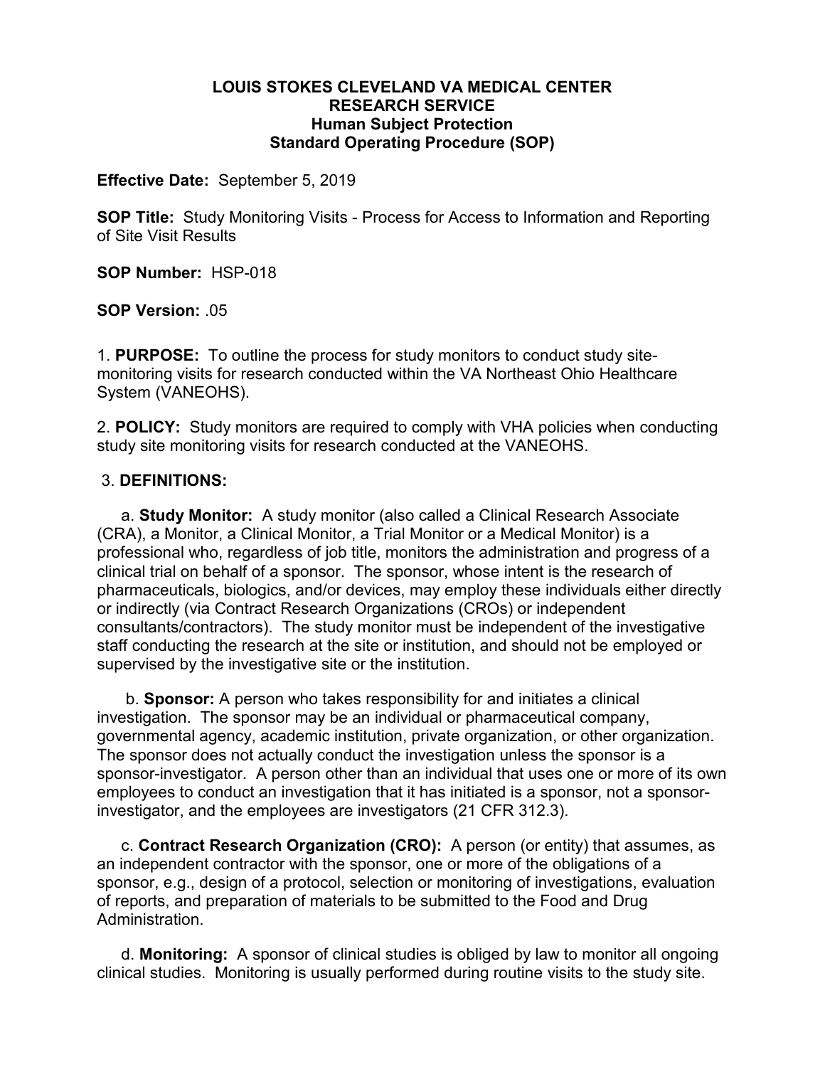# LOUIS STOKES CLEVELAND VA MEDICAL CENTER
## RESEARCH SERVICE
## Human Subject Protection
## Standard Operating Procedure (SOP)

**Effective Date:** September 5, 2019

**SOP Title:** Study Monitoring Visits - Process for Access to Information and Reporting of Site Visit Results

**SOP Number:** HSP-018

**SOP Version:** .05

1. **PURPOSE:** To outline the process for study monitors to conduct study site-monitoring visits for research conducted within the VA Northeast Ohio Healthcare System (VANEOHS).

2. **POLICY:** Study monitors are required to comply with VHA policies when conducting study site monitoring visits for research conducted at the VANEOHS.

3. **DEFINITIONS:**

a. **Study Monitor:** A study monitor (also called a Clinical Research Associate (CRA), a Monitor, a Clinical Monitor, a Trial Monitor or a Medical Monitor) is a professional who, regardless of job title, monitors the administration and progress of a clinical trial on behalf of a sponsor. The sponsor, whose intent is the research of pharmaceuticals, biologics, and/or devices, may employ these individuals either directly or indirectly (via Contract Research Organizations (CROs) or independent consultants/contractors). The study monitor must be independent of the investigative staff conducting the research at the site or institution, and should not be employed or supervised by the investigative site or the institution.

b. **Sponsor:** A person who takes responsibility for and initiates a clinical investigation. The sponsor may be an individual or pharmaceutical company, governmental agency, academic institution, private organization, or other organization. The sponsor does not actually conduct the investigation unless the sponsor is a sponsor-investigator. A person other than an individual that uses one or more of its own employees to conduct an investigation that it has initiated is a sponsor, not a sponsor-investigator, and the employees are investigators (21 CFR 312.3).

c. **Contract Research Organization (CRO):** A person (or entity) that assumes, as an independent contractor with the sponsor, one or more of the obligations of a sponsor, e.g., design of a protocol, selection or monitoring of investigations, evaluation of reports, and preparation of materials to be submitted to the Food and Drug Administration.

d. **Monitoring:** A sponsor of clinical studies is obliged by law to monitor all ongoing clinical studies. Monitoring is usually performed during routine visits to the study site.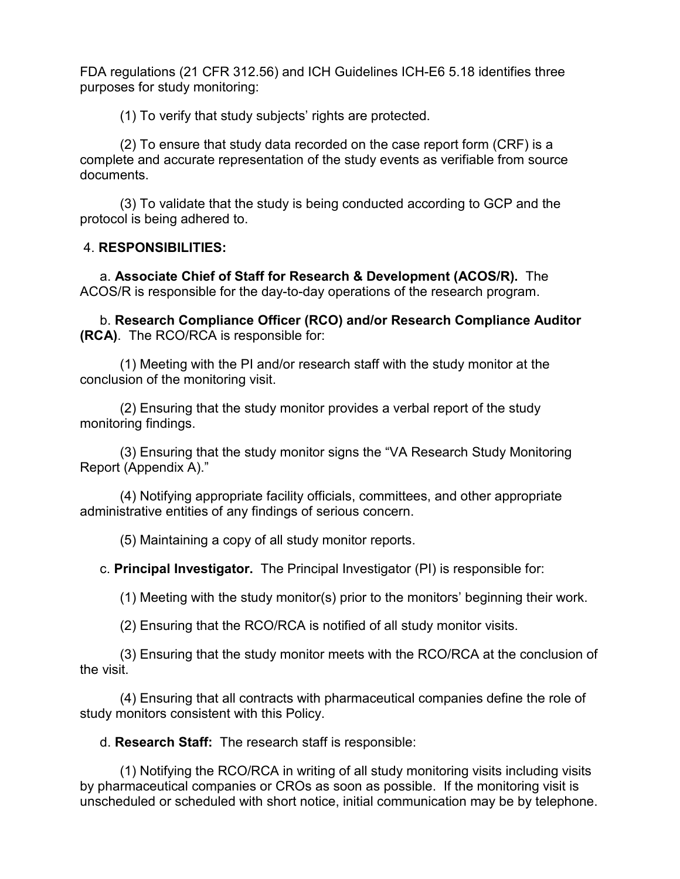FDA regulations (21 CFR 312.56) and ICH Guidelines ICH-E6 5.18 identifies three purposes for study monitoring:

(1) To verify that study subjects' rights are protected.

(2) To ensure that study data recorded on the case report form (CRF) is a complete and accurate representation of the study events as verifiable from source documents.

(3) To validate that the study is being conducted according to GCP and the protocol is being adhered to.

4. **RESPONSIBILITIES:**

a. **Associate Chief of Staff for Research & Development (ACOS/R).** The ACOS/R is responsible for the day-to-day operations of the research program.

b. **Research Compliance Officer (RCO) and/or Research Compliance Auditor (RCA)**. The RCO/RCA is responsible for:

(1) Meeting with the PI and/or research staff with the study monitor at the conclusion of the monitoring visit.

(2) Ensuring that the study monitor provides a verbal report of the study monitoring findings.

(3) Ensuring that the study monitor signs the "VA Research Study Monitoring Report (Appendix A)."

(4) Notifying appropriate facility officials, committees, and other appropriate administrative entities of any findings of serious concern.

(5) Maintaining a copy of all study monitor reports.

c. **Principal Investigator.** The Principal Investigator (PI) is responsible for:

(1) Meeting with the study monitor(s) prior to the monitors' beginning their work.

(2) Ensuring that the RCO/RCA is notified of all study monitor visits.

(3) Ensuring that the study monitor meets with the RCO/RCA at the conclusion of the visit.

(4) Ensuring that all contracts with pharmaceutical companies define the role of study monitors consistent with this Policy.

d. **Research Staff:** The research staff is responsible:

(1) Notifying the RCO/RCA in writing of all study monitoring visits including visits by pharmaceutical companies or CROs as soon as possible. If the monitoring visit is unscheduled or scheduled with short notice, initial communication may be by telephone.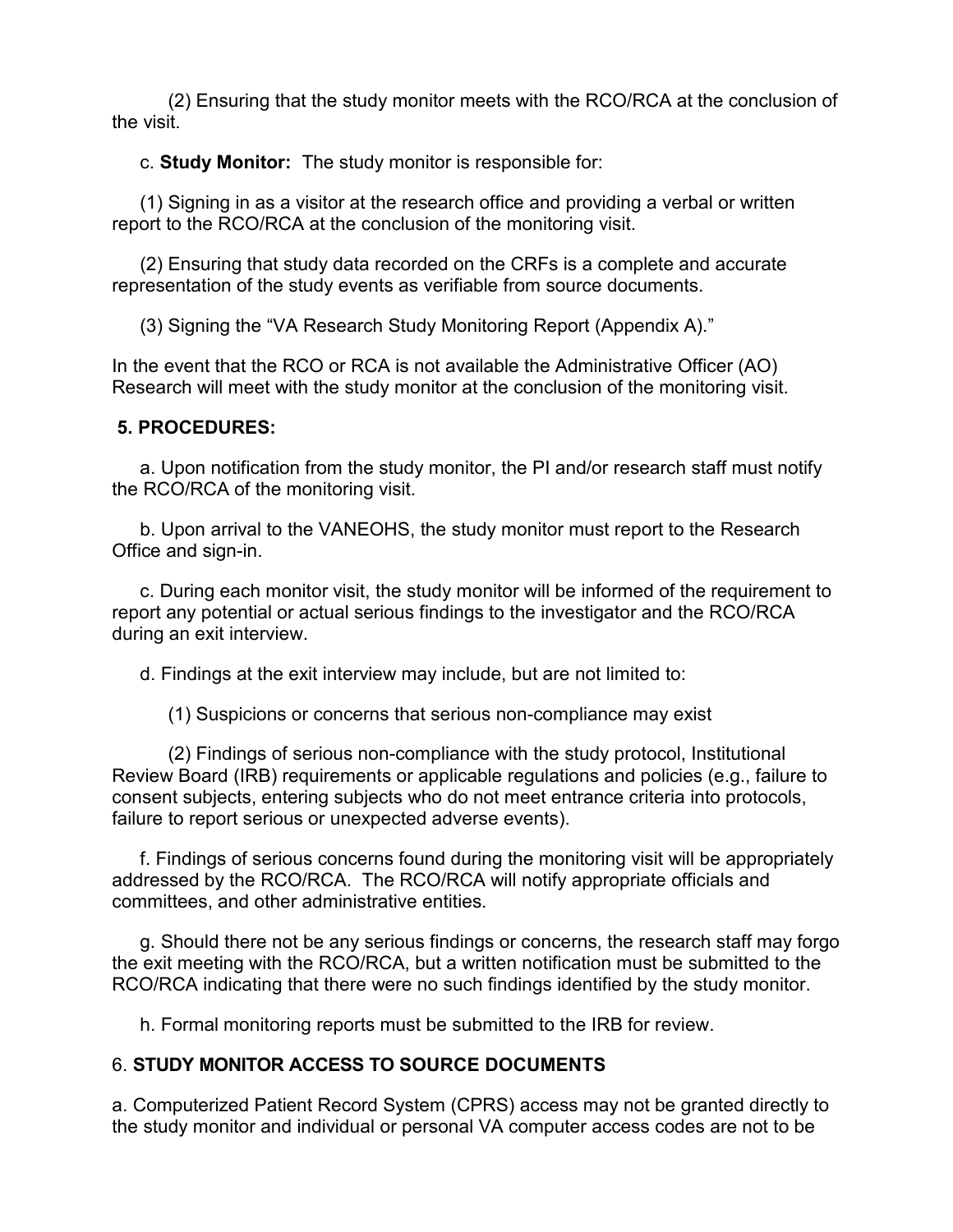(2) Ensuring that the study monitor meets with the RCO/RCA at the conclusion of the visit.

c. **Study Monitor:** The study monitor is responsible for:

(1) Signing in as a visitor at the research office and providing a verbal or written report to the RCO/RCA at the conclusion of the monitoring visit.

(2) Ensuring that study data recorded on the CRFs is a complete and accurate representation of the study events as verifiable from source documents.

(3) Signing the "VA Research Study Monitoring Report (Appendix A)."

In the event that the RCO or RCA is not available the Administrative Officer (AO) Research will meet with the study monitor at the conclusion of the monitoring visit.

**5. PROCEDURES:**

a. Upon notification from the study monitor, the PI and/or research staff must notify the RCO/RCA of the monitoring visit.

b. Upon arrival to the VANEOHS, the study monitor must report to the Research Office and sign-in.

c. During each monitor visit, the study monitor will be informed of the requirement to report any potential or actual serious findings to the investigator and the RCO/RCA during an exit interview.

d. Findings at the exit interview may include, but are not limited to:

(1) Suspicions or concerns that serious non-compliance may exist

(2) Findings of serious non-compliance with the study protocol, Institutional Review Board (IRB) requirements or applicable regulations and policies (e.g., failure to consent subjects, entering subjects who do not meet entrance criteria into protocols, failure to report serious or unexpected adverse events).

f. Findings of serious concerns found during the monitoring visit will be appropriately addressed by the RCO/RCA. The RCO/RCA will notify appropriate officials and committees, and other administrative entities.

g. Should there not be any serious findings or concerns, the research staff may forgo the exit meeting with the RCO/RCA, but a written notification must be submitted to the RCO/RCA indicating that there were no such findings identified by the study monitor.

h. Formal monitoring reports must be submitted to the IRB for review.

6. **STUDY MONITOR ACCESS TO SOURCE DOCUMENTS**

a. Computerized Patient Record System (CPRS) access may not be granted directly to the study monitor and individual or personal VA computer access codes are not to be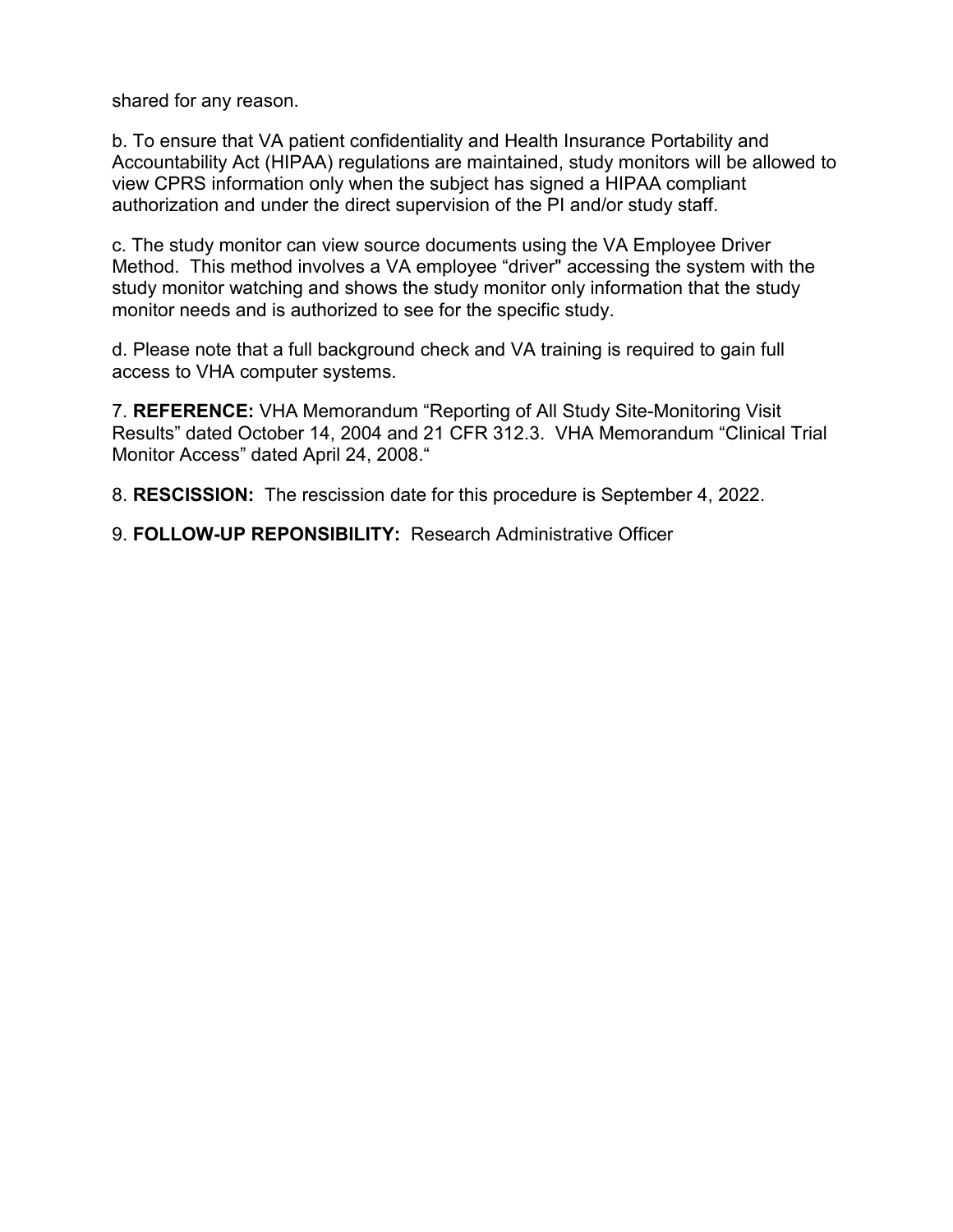shared for any reason.

b. To ensure that VA patient confidentiality and Health Insurance Portability and Accountability Act (HIPAA) regulations are maintained, study monitors will be allowed to view CPRS information only when the subject has signed a HIPAA compliant authorization and under the direct supervision of the PI and/or study staff.

c. The study monitor can view source documents using the VA Employee Driver Method. This method involves a VA employee "driver" accessing the system with the study monitor watching and shows the study monitor only information that the study monitor needs and is authorized to see for the specific study.

d. Please note that a full background check and VA training is required to gain full access to VHA computer systems.

7. **REFERENCE:** VHA Memorandum "Reporting of All Study Site-Monitoring Visit Results" dated October 14, 2004 and 21 CFR 312.3. VHA Memorandum "Clinical Trial Monitor Access" dated April 24, 2008."

8. **RESCISSION:** The rescission date for this procedure is September 4, 2022.

9. **FOLLOW-UP REPONSIBILITY:** Research Administrative Officer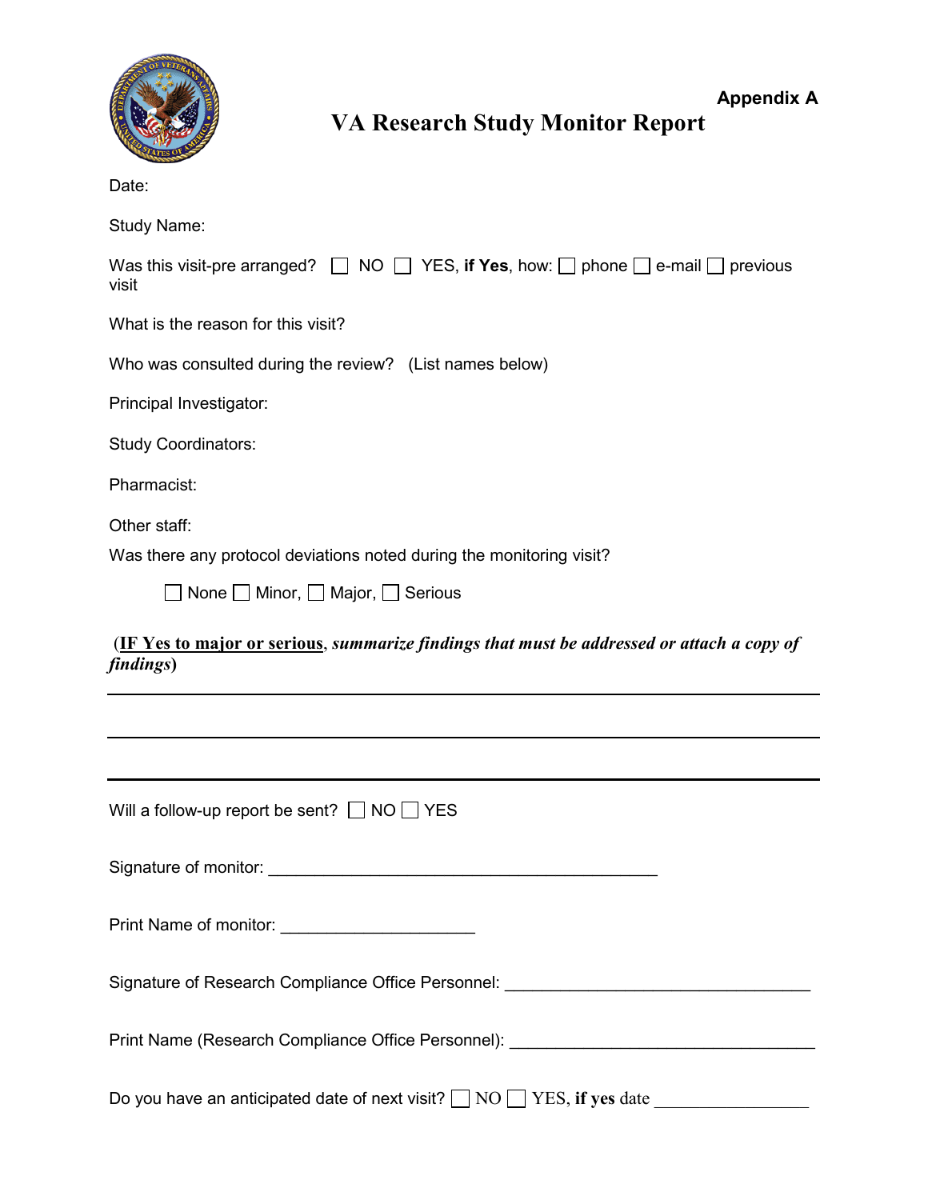Appendix A

# VA Research Study Monitor Report

Date:

Study Name:

Was this visit-pre arranged? ☐ NO ☐ YES, **if Yes**, how: ☐ phone ☐ e-mail ☐ previous visit

What is the reason for this visit?

Who was consulted during the review? (List names below)

Principal Investigator:

Study Coordinators:

Pharmacist:

Other staff:

Was there any protocol deviations noted during the monitoring visit?

☐ None ☐ Minor, ☐ Major, ☐ Serious

(**IF Yes to major or serious**, ***summarize findings that must be addressed or attach a copy of findings***)

---

---

---

Will a follow-up report be sent? ☐ NO ☐ YES

Signature of monitor: ____________________________________________

Print Name of monitor: _____________________

Signature of Research Compliance Office Personnel: _________________________________

Print Name (Research Compliance Office Personnel): _________________________________

Do you have an anticipated date of next visit? ☐ NO ☐ YES, **if yes** date _________________